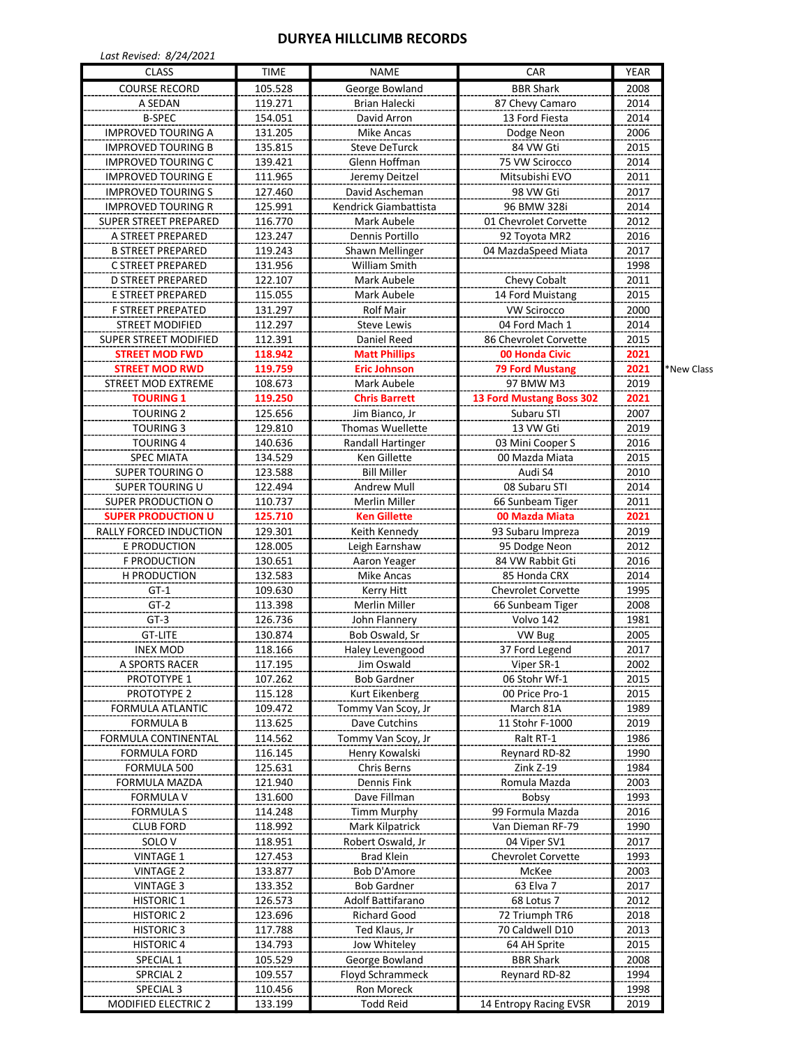# DURYEA HILLCLIMB RECORDS

*Last Revised: 8/24/2021*

| CLASS | TIME | NAME | CAR | YEAR | |
|---|---|---|---|---|---|
| COURSE RECORD | 105.528 | George Bowland | BBR Shark | 2008 | |
| A SEDAN | 119.271 | Brian Halecki | 87 Chevy Camaro | 2014 | |
| B-SPEC | 154.051 | David Arron | 13 Ford Fiesta | 2014 | |
| IMPROVED TOURING A | 131.205 | Mike Ancas | Dodge Neon | 2006 | |
| IMPROVED TOURING B | 135.815 | Steve DeTurck | 84 VW Gti | 2015 | |
| IMPROVED TOURING C | 139.421 | Glenn Hoffman | 75 VW Scirocco | 2014 | |
| IMPROVED TOURING E | 111.965 | Jeremy Deitzel | Mitsubishi EVO | 2011 | |
| IMPROVED TOURING S | 127.460 | David Ascheman | 98 VW Gti | 2017 | |
| IMPROVED TOURING R | 125.991 | Kendrick Giambattista | 96 BMW 328i | 2014 | |
| SUPER STREET PREPARED | 116.770 | Mark Aubele | 01 Chevrolet Corvette | 2012 | |
| A STREET PREPARED | 123.247 | Dennis Portillo | 92 Toyota MR2 | 2016 | |
| B STREET PREPARED | 119.243 | Shawn Mellinger | 04 MazdaSpeed Miata | 2017 | |
| C STREET PREPARED | 131.956 | William Smith | | 1998 | |
| D STREET PREPARED | 122.107 | Mark Aubele | Chevy Cobalt | 2011 | |
| E STREET PREPARED | 115.055 | Mark Aubele | 14 Ford Muistang | 2015 | |
| F STREET PREPATED | 131.297 | Rolf Mair | VW Scirocco | 2000 | |
| STREET MODIFIED | 112.297 | Steve Lewis | 04 Ford Mach 1 | 2014 | |
| SUPER STREET MODIFIED | 112.391 | Daniel Reed | 86 Chevrolet Corvette | 2015 | |
| **STREET MOD FWD** | **118.942** | **Matt Phillips** | **00 Honda Civic** | **2021** | |
| **STREET MOD RWD** | **119.759** | **Eric Johnson** | **79 Ford Mustang** | **2021** | *New Class |
| STREET MOD EXTREME | 108.673 | Mark Aubele | 97 BMW M3 | 2019 | |
| **TOURING 1** | **119.250** | **Chris Barrett** | **13 Ford Mustang Boss 302** | **2021** | |
| TOURING 2 | 125.656 | Jim Bianco, Jr | Subaru STI | 2007 | |
| TOURING 3 | 129.810 | Thomas Wuellette | 13 VW Gti | 2019 | |
| TOURING 4 | 140.636 | Randall Hartinger | 03 Mini Cooper S | 2016 | |
| SPEC MIATA | 134.529 | Ken Gillette | 00 Mazda Miata | 2015 | |
| SUPER TOURING O | 123.588 | Bill Miller | Audi S4 | 2010 | |
| SUPER TOURING U | 122.494 | Andrew Mull | 08 Subaru STI | 2014 | |
| SUPER PRODUCTION O | 110.737 | Merlin Miller | 66 Sunbeam Tiger | 2011 | |
| **SUPER PRODUCTION U** | **125.710** | **Ken Gillette** | **00 Mazda Miata** | **2021** | |
| RALLY FORCED INDUCTION | 129.301 | Keith Kennedy | 93 Subaru Impreza | 2019 | |
| E PRODUCTION | 128.005 | Leigh Earnshaw | 95 Dodge Neon | 2012 | |
| F PRODUCTION | 130.651 | Aaron Yeager | 84 VW Rabbit Gti | 2016 | |
| H PRODUCTION | 132.583 | Mike Ancas | 85 Honda CRX | 2014 | |
| GT-1 | 109.630 | Kerry Hitt | Chevrolet Corvette | 1995 | |
| GT-2 | 113.398 | Merlin Miller | 66 Sunbeam Tiger | 2008 | |
| GT-3 | 126.736 | John Flannery | Volvo 142 | 1981 | |
| GT-LITE | 130.874 | Bob Oswald, Sr | VW Bug | 2005 | |
| INEX MOD | 118.166 | Haley Levengood | 37 Ford Legend | 2017 | |
| A SPORTS RACER | 117.195 | Jim Oswald | Viper SR-1 | 2002 | |
| PROTOTYPE 1 | 107.262 | Bob Gardner | 06 Stohr Wf-1 | 2015 | |
| PROTOTYPE 2 | 115.128 | Kurt Eikenberg | 00 Price Pro-1 | 2015 | |
| FORMULA ATLANTIC | 109.472 | Tommy Van Scoy, Jr | March 81A | 1989 | |
| FORMULA B | 113.625 | Dave Cutchins | 11 Stohr F-1000 | 2019 | |
| FORMULA CONTINENTAL | 114.562 | Tommy Van Scoy, Jr | Ralt RT-1 | 1986 | |
| FORMULA FORD | 116.145 | Henry Kowalski | Reynard RD-82 | 1990 | |
| FORMULA 500 | 125.631 | Chris Berns | Zink Z-19 | 1984 | |
| FORMULA MAZDA | 121.940 | Dennis Fink | Romula Mazda | 2003 | |
| FORMULA V | 131.600 | Dave Fillman | Bobsy | 1993 | |
| FORMULA S | 114.248 | Timm Murphy | 99 Formula Mazda | 2016 | |
| CLUB FORD | 118.992 | Mark Kilpatrick | Van Dieman RF-79 | 1990 | |
| SOLO V | 118.951 | Robert Oswald, Jr | 04 Viper SV1 | 2017 | |
| VINTAGE 1 | 127.453 | Brad Klein | Chevrolet Corvette | 1993 | |
| VINTAGE 2 | 133.877 | Bob D'Amore | McKee | 2003 | |
| VINTAGE 3 | 133.352 | Bob Gardner | 63 Elva 7 | 2017 | |
| HISTORIC 1 | 126.573 | Adolf Battifarano | 68 Lotus 7 | 2012 | |
| HISTORIC 2 | 123.696 | Richard Good | 72 Triumph TR6 | 2018 | |
| HISTORIC 3 | 117.788 | Ted Klaus, Jr | 70 Caldwell D10 | 2013 | |
| HISTORIC 4 | 134.793 | Jow Whiteley | 64 AH Sprite | 2015 | |
| SPECIAL 1 | 105.529 | George Bowland | BBR Shark | 2008 | |
| SPRCIAL 2 | 109.557 | Floyd Schrammeck | Reynard RD-82 | 1994 | |
| SPECIAL 3 | 110.456 | Ron Moreck | | 1998 | |
| MODIFIED ELECTRIC 2 | 133.199 | Todd Reid | 14 Entropy Racing EVSR | 2019 | |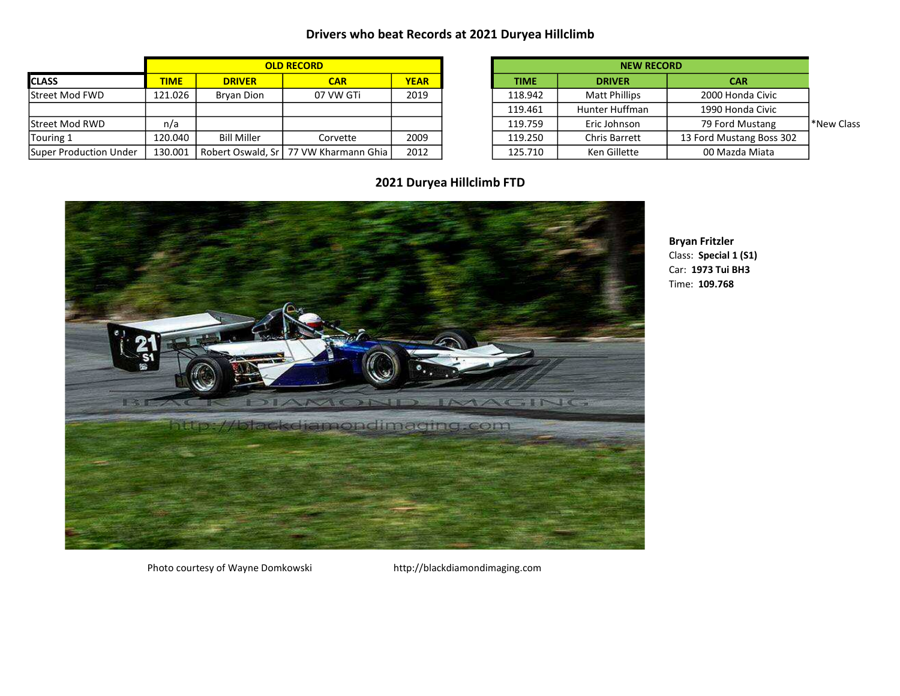## Drivers who beat Records at 2021 Duryea Hillclimb

| | OLD RECORD | | | | NEW RECORD | | | |
|---|---|---|---|---|---|---|---|---|
| CLASS | TIME | DRIVER | CAR | YEAR | TIME | DRIVER | CAR | |
| Street Mod FWD | 121.026 | Bryan Dion | 07 VW GTi | 2019 | 118.942 | Matt Phillips | 2000 Honda Civic | |
| | | | | | 119.461 | Hunter Huffman | 1990 Honda Civic | |
| Street Mod RWD | n/a | | | | 119.759 | Eric Johnson | 79 Ford Mustang | *New Class |
| Touring 1 | 120.040 | Bill Miller | Corvette | 2009 | 119.250 | Chris Barrett | 13 Ford Mustang Boss 302 | |
| Super Production Under | 130.001 | Robert Oswald, Sr | 77 VW Kharmann Ghia | 2012 | 125.710 | Ken Gillette | 00 Mazda Miata | |

## 2021 Duryea Hillclimb FTD

**Bryan Fritzler**
Class: **Special 1 (S1)**
Car: **1973 Tui BH3**
Time: **109.768**

Photo courtesy of Wayne Domkowski http://blackdiamondimaging.com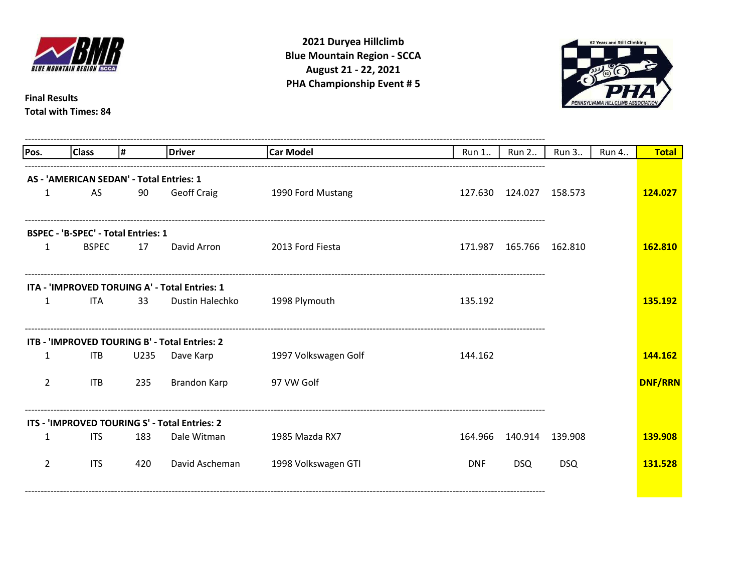**2021 Duryea Hillclimb**
**Blue Mountain Region - SCCA**
**August 21 - 22, 2021**
**PHA Championship Event # 5**

**Final Results**
**Total with Times: 84**

| Pos. | Class | # | Driver | Car Model | Run 1.. | Run 2.. | Run 3.. | Run 4.. | Total |
|---|---|---|---|---|---|---|---|---|---|
| **AS - 'AMERICAN SEDAN' - Total Entries: 1** | | | | | | | | | |
| 1 | AS | 90 | Geoff Craig | 1990 Ford Mustang | 127.630 | 124.027 | 158.573 | | **124.027** |
| **BSPEC - 'B-SPEC' - Total Entries: 1** | | | | | | | | | |
| 1 | BSPEC | 17 | David Arron | 2013 Ford Fiesta | 171.987 | 165.766 | 162.810 | | **162.810** |
| **ITA - 'IMPROVED TORUING A' - Total Entries: 1** | | | | | | | | | |
| 1 | ITA | 33 | Dustin Halechko | 1998 Plymouth | 135.192 | | | | **135.192** |
| **ITB - 'IMPROVED TOURING B' - Total Entries: 2** | | | | | | | | | |
| 1 | ITB | U235 | Dave Karp | 1997 Volkswagen Golf | 144.162 | | | | **144.162** |
| 2 | ITB | 235 | Brandon Karp | 97 VW Golf | | | | | **DNF/RRN** |
| **ITS - 'IMPROVED TOURING S' - Total Entries: 2** | | | | | | | | | |
| 1 | ITS | 183 | Dale Witman | 1985 Mazda RX7 | 164.966 | 140.914 | 139.908 | | **139.908** |
| 2 | ITS | 420 | David Ascheman | 1998 Volkswagen GTI | DNF | DSQ | DSQ | | **131.528** |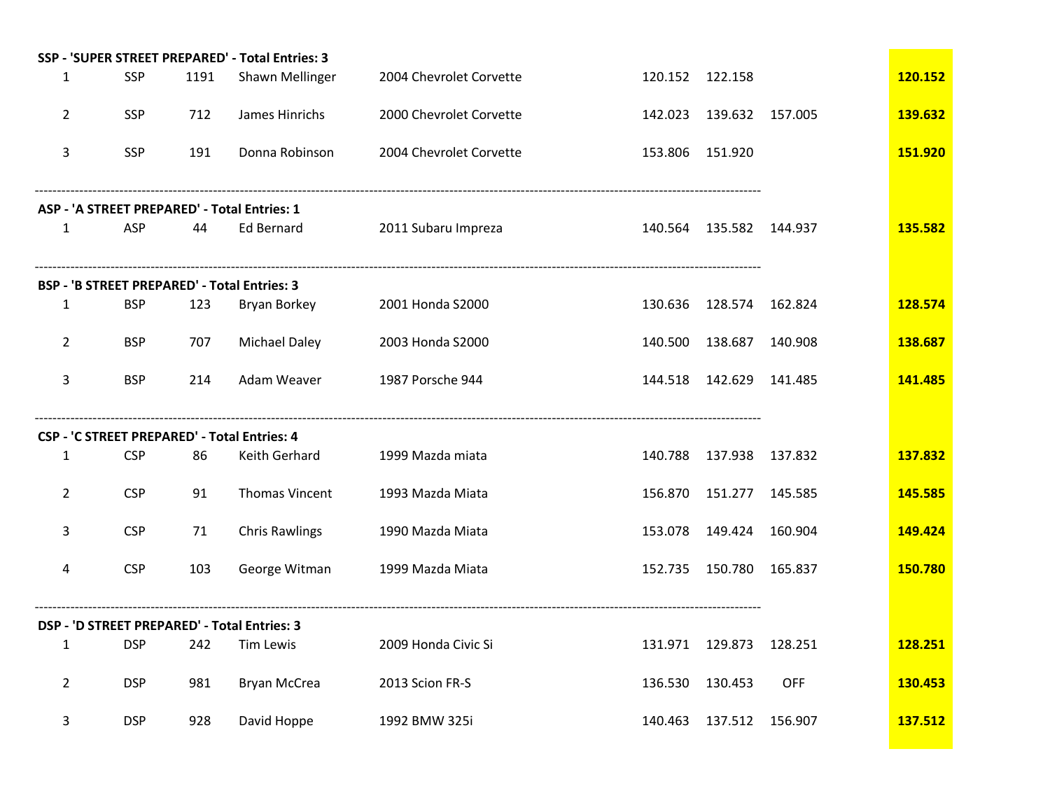**SSP - 'SUPER STREET PREPARED' - Total Entries: 3**

| | | | | | | | | |
|---|---|---|---|---|---|---|---|---|
| 1 | SSP | 1191 | Shawn Mellinger | 2004 Chevrolet Corvette | 120.152 | 122.158 | | **120.152** |
| 2 | SSP | 712 | James Hinrichs | 2000 Chevrolet Corvette | 142.023 | 139.632 | 157.005 | **139.632** |
| 3 | SSP | 191 | Donna Robinson | 2004 Chevrolet Corvette | 153.806 | 151.920 | | **151.920** |

---

**ASP - 'A STREET PREPARED' - Total Entries: 1**

| | | | | | | | | |
|---|---|---|---|---|---|---|---|---|
| 1 | ASP | 44 | Ed Bernard | 2011 Subaru Impreza | 140.564 | 135.582 | 144.937 | **135.582** |

---

**BSP - 'B STREET PREPARED' - Total Entries: 3**

| | | | | | | | | |
|---|---|---|---|---|---|---|---|---|
| 1 | BSP | 123 | Bryan Borkey | 2001 Honda S2000 | 130.636 | 128.574 | 162.824 | **128.574** |
| 2 | BSP | 707 | Michael Daley | 2003 Honda S2000 | 140.500 | 138.687 | 140.908 | **138.687** |
| 3 | BSP | 214 | Adam Weaver | 1987 Porsche 944 | 144.518 | 142.629 | 141.485 | **141.485** |

---

**CSP - 'C STREET PREPARED' - Total Entries: 4**

| | | | | | | | | |
|---|---|---|---|---|---|---|---|---|
| 1 | CSP | 86 | Keith Gerhard | 1999 Mazda miata | 140.788 | 137.938 | 137.832 | **137.832** |
| 2 | CSP | 91 | Thomas Vincent | 1993 Mazda Miata | 156.870 | 151.277 | 145.585 | **145.585** |
| 3 | CSP | 71 | Chris Rawlings | 1990 Mazda Miata | 153.078 | 149.424 | 160.904 | **149.424** |
| 4 | CSP | 103 | George Witman | 1999 Mazda Miata | 152.735 | 150.780 | 165.837 | **150.780** |

---

**DSP - 'D STREET PREPARED' - Total Entries: 3**

| | | | | | | | | |
|---|---|---|---|---|---|---|---|---|
| 1 | DSP | 242 | Tim Lewis | 2009 Honda Civic Si | 131.971 | 129.873 | 128.251 | **128.251** |
| 2 | DSP | 981 | Bryan McCrea | 2013 Scion FR-S | 136.530 | 130.453 | OFF | **130.453** |
| 3 | DSP | 928 | David Hoppe | 1992 BMW 325i | 140.463 | 137.512 | 156.907 | **137.512** |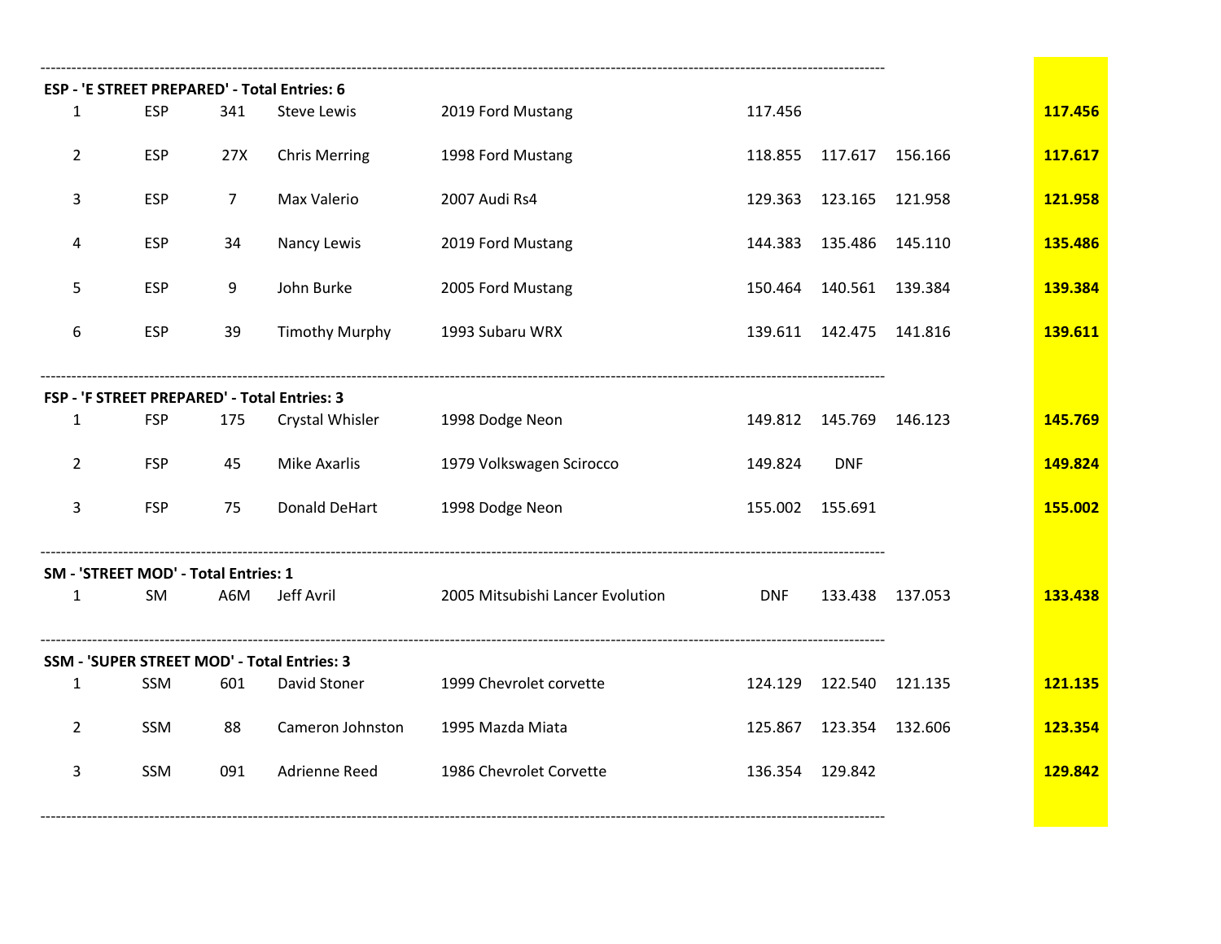**ESP - 'E STREET PREPARED' - Total Entries: 6**

| | | | | | | | | |
|---|---|---|---|---|---|---|---|---|
| 1 | ESP | 341 | Steve Lewis | 2019 Ford Mustang | 117.456 | | | **117.456** |
| 2 | ESP | 27X | Chris Merring | 1998 Ford Mustang | 118.855 | 117.617 | 156.166 | **117.617** |
| 3 | ESP | 7 | Max Valerio | 2007 Audi Rs4 | 129.363 | 123.165 | 121.958 | **121.958** |
| 4 | ESP | 34 | Nancy Lewis | 2019 Ford Mustang | 144.383 | 135.486 | 145.110 | **135.486** |
| 5 | ESP | 9 | John Burke | 2005 Ford Mustang | 150.464 | 140.561 | 139.384 | **139.384** |
| 6 | ESP | 39 | Timothy Murphy | 1993 Subaru WRX | 139.611 | 142.475 | 141.816 | **139.611** |

**FSP - 'F STREET PREPARED' - Total Entries: 3**

| | | | | | | | | |
|---|---|---|---|---|---|---|---|---|
| 1 | FSP | 175 | Crystal Whisler | 1998 Dodge Neon | 149.812 | 145.769 | 146.123 | **145.769** |
| 2 | FSP | 45 | Mike Axarlis | 1979 Volkswagen Scirocco | 149.824 | DNF | | **149.824** |
| 3 | FSP | 75 | Donald DeHart | 1998 Dodge Neon | 155.002 | 155.691 | | **155.002** |

**SM - 'STREET MOD' - Total Entries: 1**

| | | | | | | | | |
|---|---|---|---|---|---|---|---|---|
| 1 | SM | A6M | Jeff Avril | 2005 Mitsubishi Lancer Evolution | DNF | 133.438 | 137.053 | **133.438** |

**SSM - 'SUPER STREET MOD' - Total Entries: 3**

| | | | | | | | | |
|---|---|---|---|---|---|---|---|---|
| 1 | SSM | 601 | David Stoner | 1999 Chevrolet corvette | 124.129 | 122.540 | 121.135 | **121.135** |
| 2 | SSM | 88 | Cameron Johnston | 1995 Mazda Miata | 125.867 | 123.354 | 132.606 | **123.354** |
| 3 | SSM | 091 | Adrienne Reed | 1986 Chevrolet Corvette | 136.354 | 129.842 | | **129.842** |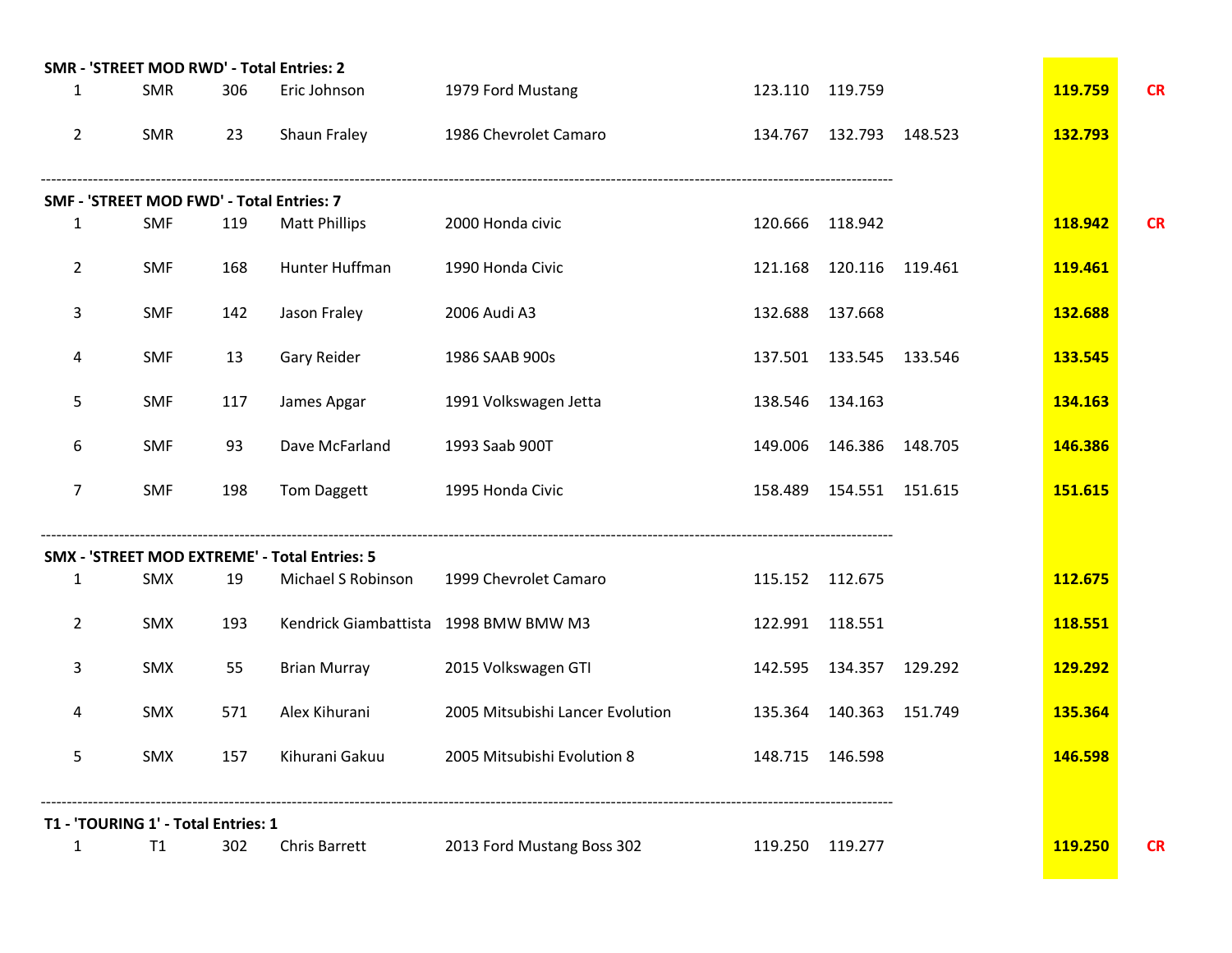**SMR - 'STREET MOD RWD' - Total Entries: 2**

| | | | | | | | | | |
|---|---|---|---|---|---|---|---|---|---|
| 1 | SMR | 306 | Eric Johnson | 1979 Ford Mustang | 123.110 | 119.759 | | **119.759** | CR |
| 2 | SMR | 23 | Shaun Fraley | 1986 Chevrolet Camaro | 134.767 | 132.793 | 148.523 | **132.793** | |

**SMF - 'STREET MOD FWD' - Total Entries: 7**

| | | | | | | | | | |
|---|---|---|---|---|---|---|---|---|---|
| 1 | SMF | 119 | Matt Phillips | 2000 Honda civic | 120.666 | 118.942 | | **118.942** | CR |
| 2 | SMF | 168 | Hunter Huffman | 1990 Honda Civic | 121.168 | 120.116 | 119.461 | **119.461** | |
| 3 | SMF | 142 | Jason Fraley | 2006 Audi A3 | 132.688 | 137.668 | | **132.688** | |
| 4 | SMF | 13 | Gary Reider | 1986 SAAB 900s | 137.501 | 133.545 | 133.546 | **133.545** | |
| 5 | SMF | 117 | James Apgar | 1991 Volkswagen Jetta | 138.546 | 134.163 | | **134.163** | |
| 6 | SMF | 93 | Dave McFarland | 1993 Saab 900T | 149.006 | 146.386 | 148.705 | **146.386** | |
| 7 | SMF | 198 | Tom Daggett | 1995 Honda Civic | 158.489 | 154.551 | 151.615 | **151.615** | |

**SMX - 'STREET MOD EXTREME' - Total Entries: 5**

| | | | | | | | | | |
|---|---|---|---|---|---|---|---|---|---|
| 1 | SMX | 19 | Michael S Robinson | 1999 Chevrolet Camaro | 115.152 | 112.675 | | **112.675** | |
| 2 | SMX | 193 | Kendrick Giambattista | 1998 BMW BMW M3 | 122.991 | 118.551 | | **118.551** | |
| 3 | SMX | 55 | Brian Murray | 2015 Volkswagen GTI | 142.595 | 134.357 | 129.292 | **129.292** | |
| 4 | SMX | 571 | Alex Kihurani | 2005 Mitsubishi Lancer Evolution | 135.364 | 140.363 | 151.749 | **135.364** | |
| 5 | SMX | 157 | Kihurani Gakuu | 2005 Mitsubishi Evolution 8 | 148.715 | 146.598 | | **146.598** | |

**T1 - 'TOURING 1' - Total Entries: 1**

| | | | | | | | | | |
|---|---|---|---|---|---|---|---|---|---|
| 1 | T1 | 302 | Chris Barrett | 2013 Ford Mustang Boss 302 | 119.250 | 119.277 | | **119.250** | CR |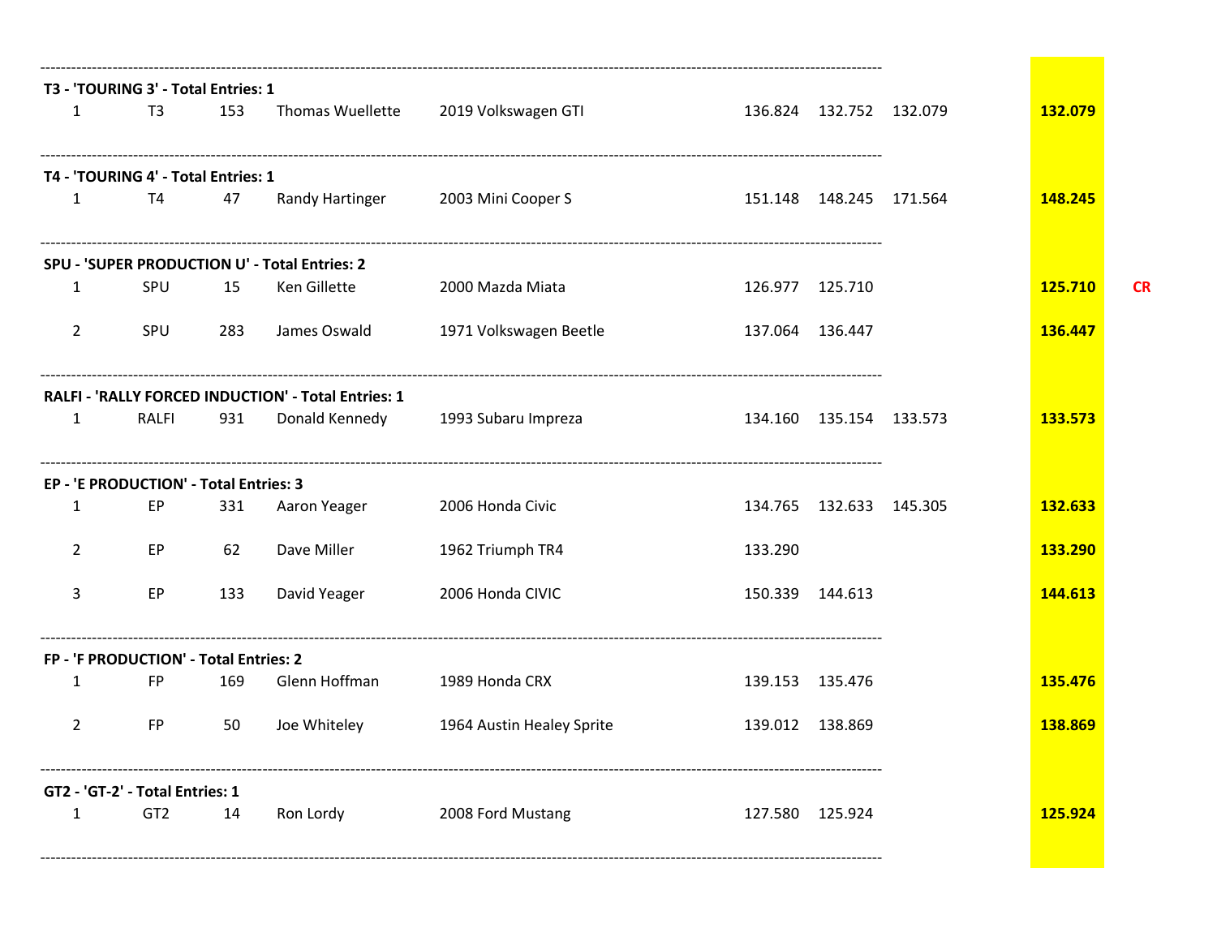**T3 - 'TOURING 3' - Total Entries: 1**

| | | | | | | | | | |
|---|---|---|---|---|---|---|---|---|---|
| 1 | T3 | 153 | Thomas Wuellette | 2019 Volkswagen GTI | 136.824 | 132.752 | 132.079 | **132.079** | |

**T4 - 'TOURING 4' - Total Entries: 1**

| | | | | | | | | | |
|---|---|---|---|---|---|---|---|---|---|
| 1 | T4 | 47 | Randy Hartinger | 2003 Mini Cooper S | 151.148 | 148.245 | 171.564 | **148.245** | |

**SPU - 'SUPER PRODUCTION U' - Total Entries: 2**

| | | | | | | | | | |
|---|---|---|---|---|---|---|---|---|---|
| 1 | SPU | 15 | Ken Gillette | 2000 Mazda Miata | 126.977 | 125.710 | | **125.710** | **CR** |
| 2 | SPU | 283 | James Oswald | 1971 Volkswagen Beetle | 137.064 | 136.447 | | **136.447** | |

**RALFI - 'RALLY FORCED INDUCTION' - Total Entries: 1**

| | | | | | | | | | |
|---|---|---|---|---|---|---|---|---|---|
| 1 | RALFI | 931 | Donald Kennedy | 1993 Subaru Impreza | 134.160 | 135.154 | 133.573 | **133.573** | |

**EP - 'E PRODUCTION' - Total Entries: 3**

| | | | | | | | | | |
|---|---|---|---|---|---|---|---|---|---|
| 1 | EP | 331 | Aaron Yeager | 2006 Honda Civic | 134.765 | 132.633 | 145.305 | **132.633** | |
| 2 | EP | 62 | Dave Miller | 1962 Triumph TR4 | 133.290 | | | **133.290** | |
| 3 | EP | 133 | David Yeager | 2006 Honda CIVIC | 150.339 | 144.613 | | **144.613** | |

**FP - 'F PRODUCTION' - Total Entries: 2**

| | | | | | | | | | |
|---|---|---|---|---|---|---|---|---|---|
| 1 | FP | 169 | Glenn Hoffman | 1989 Honda CRX | 139.153 | 135.476 | | **135.476** | |
| 2 | FP | 50 | Joe Whiteley | 1964 Austin Healey Sprite | 139.012 | 138.869 | | **138.869** | |

**GT2 - 'GT-2' - Total Entries: 1**

| | | | | | | | | | |
|---|---|---|---|---|---|---|---|---|---|
| 1 | GT2 | 14 | Ron Lordy | 2008 Ford Mustang | 127.580 | 125.924 | | **125.924** | |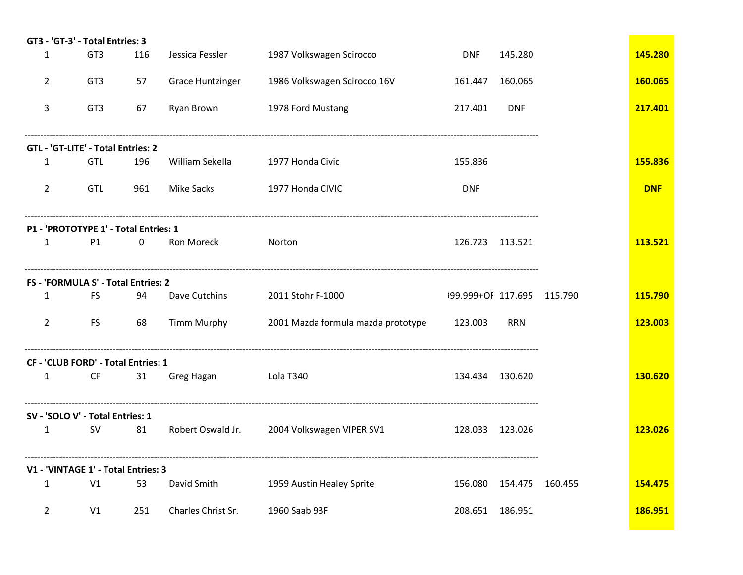**GT3 - 'GT-3' - Total Entries: 3**

| | | | | | | | | |
|---|---|---|---|---|---|---|---|---|
| 1 | GT3 | 116 | Jessica Fessler | 1987 Volkswagen Scirocco | DNF | 145.280 | | **145.280** |
| 2 | GT3 | 57 | Grace Huntzinger | 1986 Volkswagen Scirocco 16V | 161.447 | 160.065 | | **160.065** |
| 3 | GT3 | 67 | Ryan Brown | 1978 Ford Mustang | 217.401 | DNF | | **217.401** |

---

**GTL - 'GT-LITE' - Total Entries: 2**

| | | | | | | | | |
|---|---|---|---|---|---|---|---|---|
| 1 | GTL | 196 | William Sekella | 1977 Honda Civic | 155.836 | | | **155.836** |
| 2 | GTL | 961 | Mike Sacks | 1977 Honda CIVIC | DNF | | | **DNF** |

---

**P1 - 'PROTOTYPE 1' - Total Entries: 1**

| | | | | | | | | |
|---|---|---|---|---|---|---|---|---|
| 1 | P1 | 0 | Ron Moreck | Norton | 126.723 | 113.521 | | **113.521** |

---

**FS - 'FORMULA S' - Total Entries: 2**

| | | | | | | | | |
|---|---|---|---|---|---|---|---|---|
| 1 | FS | 94 | Dave Cutchins | 2011 Stohr F-1000 | )99.999+OI | 117.695 | 115.790 | **115.790** |
| 2 | FS | 68 | Timm Murphy | 2001 Mazda formula mazda prototype | 123.003 | RRN | | **123.003** |

---

**CF - 'CLUB FORD' - Total Entries: 1**

| | | | | | | | | |
|---|---|---|---|---|---|---|---|---|
| 1 | CF | 31 | Greg Hagan | Lola T340 | 134.434 | 130.620 | | **130.620** |

---

**SV - 'SOLO V' - Total Entries: 1**

| | | | | | | | | |
|---|---|---|---|---|---|---|---|---|
| 1 | SV | 81 | Robert Oswald Jr. | 2004 Volkswagen VIPER SV1 | 128.033 | 123.026 | | **123.026** |

---

**V1 - 'VINTAGE 1' - Total Entries: 3**

| | | | | | | | | |
|---|---|---|---|---|---|---|---|---|
| 1 | V1 | 53 | David Smith | 1959 Austin Healey Sprite | 156.080 | 154.475 | 160.455 | **154.475** |
| 2 | V1 | 251 | Charles Christ Sr. | 1960 Saab 93F | 208.651 | 186.951 | | **186.951** |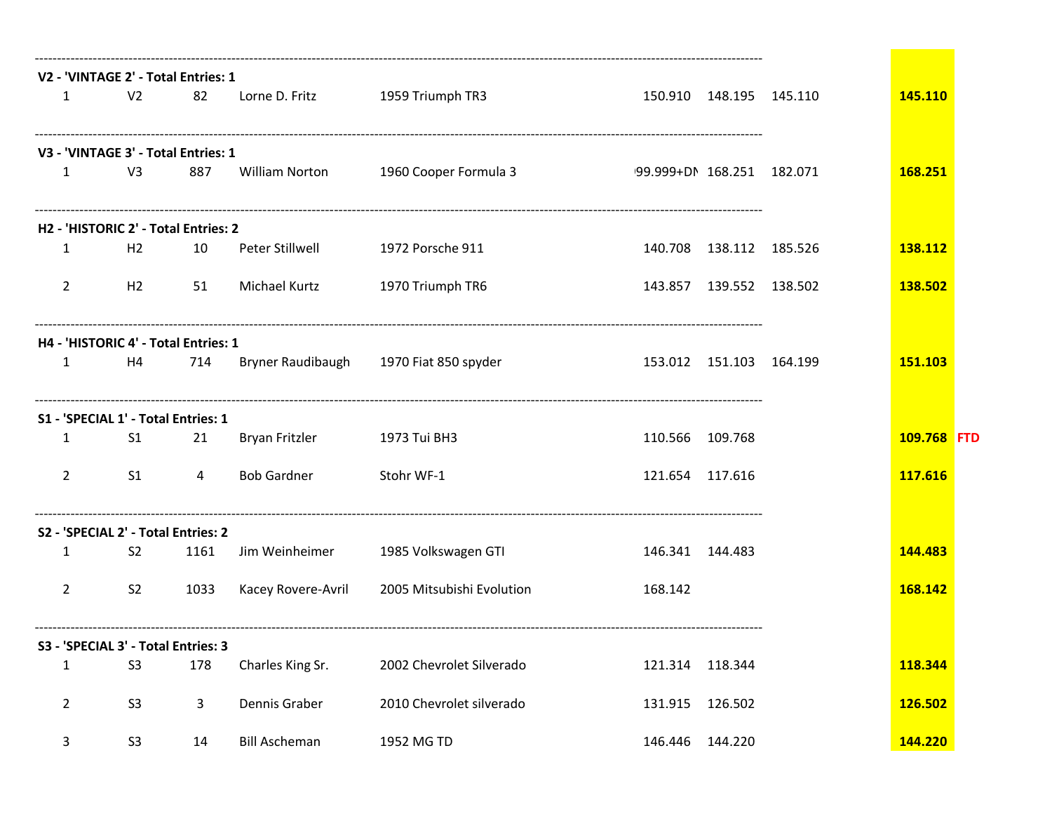**V2 - 'VINTAGE 2' - Total Entries: 1**

| | | | | | | | | |
|---|---|---|---|---|---|---|---|---|
| 1 | V2 | 82 | Lorne D. Fritz | 1959 Triumph TR3 | 150.910 | 148.195 | 145.110 | **145.110** |

**V3 - 'VINTAGE 3' - Total Entries: 1**

| | | | | | | | | |
|---|---|---|---|---|---|---|---|---|
| 1 | V3 | 887 | William Norton | 1960 Cooper Formula 3 | 99.999+DN | 168.251 | 182.071 | **168.251** |

**H2 - 'HISTORIC 2' - Total Entries: 2**

| | | | | | | | | |
|---|---|---|---|---|---|---|---|---|
| 1 | H2 | 10 | Peter Stillwell | 1972 Porsche 911 | 140.708 | 138.112 | 185.526 | **138.112** |
| 2 | H2 | 51 | Michael Kurtz | 1970 Triumph TR6 | 143.857 | 139.552 | 138.502 | **138.502** |

**H4 - 'HISTORIC 4' - Total Entries: 1**

| | | | | | | | | |
|---|---|---|---|---|---|---|---|---|
| 1 | H4 | 714 | Bryner Raudibaugh | 1970 Fiat 850 spyder | 153.012 | 151.103 | 164.199 | **151.103** |

**S1 - 'SPECIAL 1' - Total Entries: 1**

| | | | | | | | | | |
|---|---|---|---|---|---|---|---|---|---|
| 1 | S1 | 21 | Bryan Fritzler | 1973 Tui BH3 | 110.566 | 109.768 | | **109.768** | FTD |
| 2 | S1 | 4 | Bob Gardner | Stohr WF-1 | 121.654 | 117.616 | | **117.616** | |

**S2 - 'SPECIAL 2' - Total Entries: 2**

| | | | | | | | | |
|---|---|---|---|---|---|---|---|---|
| 1 | S2 | 1161 | Jim Weinheimer | 1985 Volkswagen GTI | 146.341 | 144.483 | | **144.483** |
| 2 | S2 | 1033 | Kacey Rovere-Avril | 2005 Mitsubishi Evolution | 168.142 | | | **168.142** |

**S3 - 'SPECIAL 3' - Total Entries: 3**

| | | | | | | | | |
|---|---|---|---|---|---|---|---|---|
| 1 | S3 | 178 | Charles King Sr. | 2002 Chevrolet Silverado | 121.314 | 118.344 | | **118.344** |
| 2 | S3 | 3 | Dennis Graber | 2010 Chevrolet silverado | 131.915 | 126.502 | | **126.502** |
| 3 | S3 | 14 | Bill Ascheman | 1952 MG TD | 146.446 | 144.220 | | **144.220** |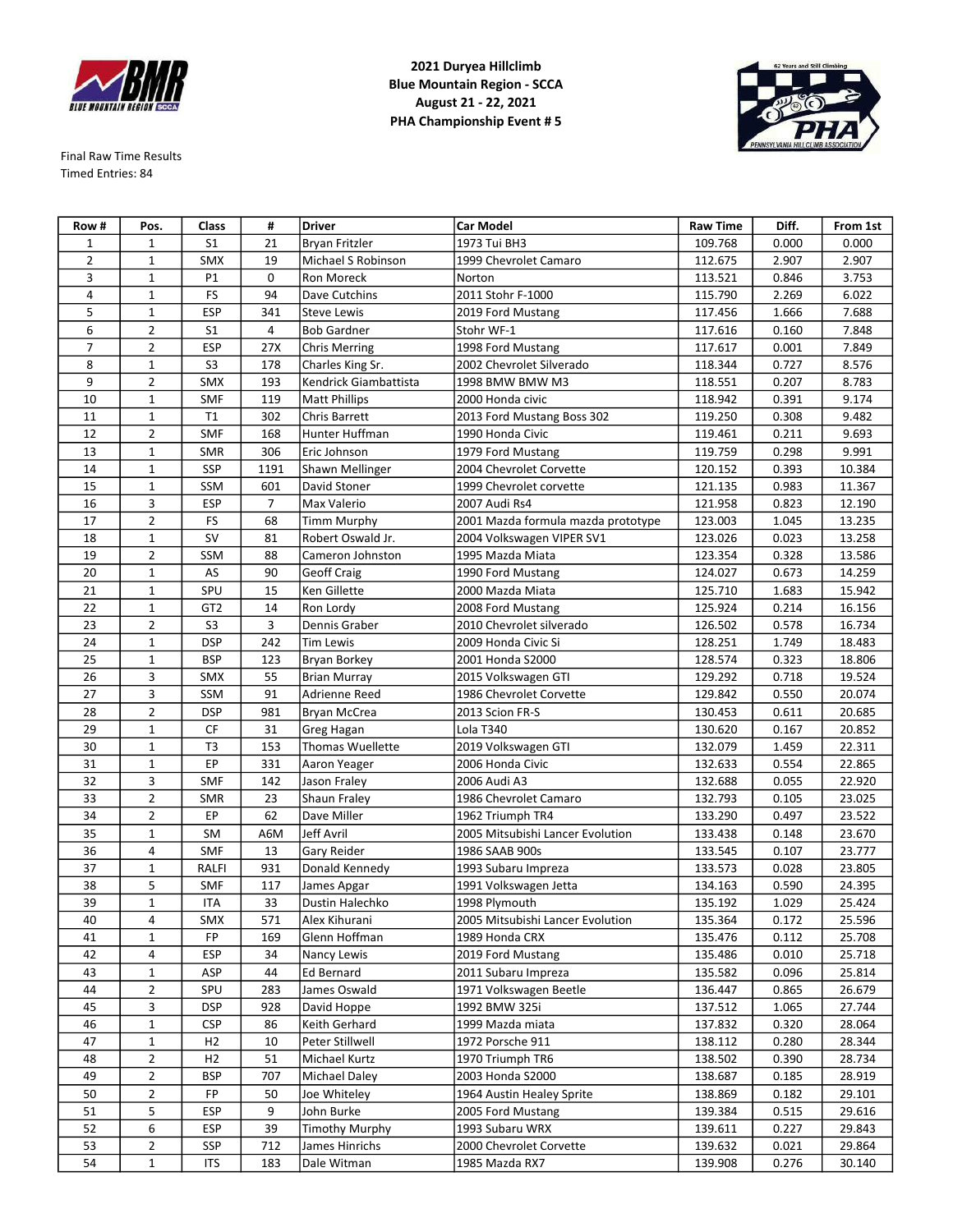**2021 Duryea Hillclimb**
**Blue Mountain Region - SCCA**
**August 21 - 22, 2021**
**PHA Championship Event # 5**

Final Raw Time Results
Timed Entries: 84

| Row # | Pos. | Class | # | Driver | Car Model | Raw Time | Diff. | From 1st |
|---|---|---|---|---|---|---|---|---|
| 1 | 1 | S1 | 21 | Bryan Fritzler | 1973 Tui BH3 | 109.768 | 0.000 | 0.000 |
| 2 | 1 | SMX | 19 | Michael S Robinson | 1999 Chevrolet Camaro | 112.675 | 2.907 | 2.907 |
| 3 | 1 | P1 | 0 | Ron Moreck | Norton | 113.521 | 0.846 | 3.753 |
| 4 | 1 | FS | 94 | Dave Cutchins | 2011 Stohr F-1000 | 115.790 | 2.269 | 6.022 |
| 5 | 1 | ESP | 341 | Steve Lewis | 2019 Ford Mustang | 117.456 | 1.666 | 7.688 |
| 6 | 2 | S1 | 4 | Bob Gardner | Stohr WF-1 | 117.616 | 0.160 | 7.848 |
| 7 | 2 | ESP | 27X | Chris Merring | 1998 Ford Mustang | 117.617 | 0.001 | 7.849 |
| 8 | 1 | S3 | 178 | Charles King Sr. | 2002 Chevrolet Silverado | 118.344 | 0.727 | 8.576 |
| 9 | 2 | SMX | 193 | Kendrick Giambattista | 1998 BMW BMW M3 | 118.551 | 0.207 | 8.783 |
| 10 | 1 | SMF | 119 | Matt Phillips | 2000 Honda civic | 118.942 | 0.391 | 9.174 |
| 11 | 1 | T1 | 302 | Chris Barrett | 2013 Ford Mustang Boss 302 | 119.250 | 0.308 | 9.482 |
| 12 | 2 | SMF | 168 | Hunter Huffman | 1990 Honda Civic | 119.461 | 0.211 | 9.693 |
| 13 | 1 | SMR | 306 | Eric Johnson | 1979 Ford Mustang | 119.759 | 0.298 | 9.991 |
| 14 | 1 | SSP | 1191 | Shawn Mellinger | 2004 Chevrolet Corvette | 120.152 | 0.393 | 10.384 |
| 15 | 1 | SSM | 601 | David Stoner | 1999 Chevrolet corvette | 121.135 | 0.983 | 11.367 |
| 16 | 3 | ESP | 7 | Max Valerio | 2007 Audi Rs4 | 121.958 | 0.823 | 12.190 |
| 17 | 2 | FS | 68 | Timm Murphy | 2001 Mazda formula mazda prototype | 123.003 | 1.045 | 13.235 |
| 18 | 1 | SV | 81 | Robert Oswald Jr. | 2004 Volkswagen VIPER SV1 | 123.026 | 0.023 | 13.258 |
| 19 | 2 | SSM | 88 | Cameron Johnston | 1995 Mazda Miata | 123.354 | 0.328 | 13.586 |
| 20 | 1 | AS | 90 | Geoff Craig | 1990 Ford Mustang | 124.027 | 0.673 | 14.259 |
| 21 | 1 | SPU | 15 | Ken Gillette | 2000 Mazda Miata | 125.710 | 1.683 | 15.942 |
| 22 | 1 | GT2 | 14 | Ron Lordy | 2008 Ford Mustang | 125.924 | 0.214 | 16.156 |
| 23 | 2 | S3 | 3 | Dennis Graber | 2010 Chevrolet silverado | 126.502 | 0.578 | 16.734 |
| 24 | 1 | DSP | 242 | Tim Lewis | 2009 Honda Civic Si | 128.251 | 1.749 | 18.483 |
| 25 | 1 | BSP | 123 | Bryan Borkey | 2001 Honda S2000 | 128.574 | 0.323 | 18.806 |
| 26 | 3 | SMX | 55 | Brian Murray | 2015 Volkswagen GTI | 129.292 | 0.718 | 19.524 |
| 27 | 3 | SSM | 91 | Adrienne Reed | 1986 Chevrolet Corvette | 129.842 | 0.550 | 20.074 |
| 28 | 2 | DSP | 981 | Bryan McCrea | 2013 Scion FR-S | 130.453 | 0.611 | 20.685 |
| 29 | 1 | CF | 31 | Greg Hagan | Lola T340 | 130.620 | 0.167 | 20.852 |
| 30 | 1 | T3 | 153 | Thomas Wuellette | 2019 Volkswagen GTI | 132.079 | 1.459 | 22.311 |
| 31 | 1 | EP | 331 | Aaron Yeager | 2006 Honda Civic | 132.633 | 0.554 | 22.865 |
| 32 | 3 | SMF | 142 | Jason Fraley | 2006 Audi A3 | 132.688 | 0.055 | 22.920 |
| 33 | 2 | SMR | 23 | Shaun Fraley | 1986 Chevrolet Camaro | 132.793 | 0.105 | 23.025 |
| 34 | 2 | EP | 62 | Dave Miller | 1962 Triumph TR4 | 133.290 | 0.497 | 23.522 |
| 35 | 1 | SM | A6M | Jeff Avril | 2005 Mitsubishi Lancer Evolution | 133.438 | 0.148 | 23.670 |
| 36 | 4 | SMF | 13 | Gary Reider | 1986 SAAB 900s | 133.545 | 0.107 | 23.777 |
| 37 | 1 | RALFI | 931 | Donald Kennedy | 1993 Subaru Impreza | 133.573 | 0.028 | 23.805 |
| 38 | 5 | SMF | 117 | James Apgar | 1991 Volkswagen Jetta | 134.163 | 0.590 | 24.395 |
| 39 | 1 | ITA | 33 | Dustin Halechko | 1998 Plymouth | 135.192 | 1.029 | 25.424 |
| 40 | 4 | SMX | 571 | Alex Kihurani | 2005 Mitsubishi Lancer Evolution | 135.364 | 0.172 | 25.596 |
| 41 | 1 | FP | 169 | Glenn Hoffman | 1989 Honda CRX | 135.476 | 0.112 | 25.708 |
| 42 | 4 | ESP | 34 | Nancy Lewis | 2019 Ford Mustang | 135.486 | 0.010 | 25.718 |
| 43 | 1 | ASP | 44 | Ed Bernard | 2011 Subaru Impreza | 135.582 | 0.096 | 25.814 |
| 44 | 2 | SPU | 283 | James Oswald | 1971 Volkswagen Beetle | 136.447 | 0.865 | 26.679 |
| 45 | 3 | DSP | 928 | David Hoppe | 1992 BMW 325i | 137.512 | 1.065 | 27.744 |
| 46 | 1 | CSP | 86 | Keith Gerhard | 1999 Mazda miata | 137.832 | 0.320 | 28.064 |
| 47 | 1 | H2 | 10 | Peter Stillwell | 1972 Porsche 911 | 138.112 | 0.280 | 28.344 |
| 48 | 2 | H2 | 51 | Michael Kurtz | 1970 Triumph TR6 | 138.502 | 0.390 | 28.734 |
| 49 | 2 | BSP | 707 | Michael Daley | 2003 Honda S2000 | 138.687 | 0.185 | 28.919 |
| 50 | 2 | FP | 50 | Joe Whiteley | 1964 Austin Healey Sprite | 138.869 | 0.182 | 29.101 |
| 51 | 5 | ESP | 9 | John Burke | 2005 Ford Mustang | 139.384 | 0.515 | 29.616 |
| 52 | 6 | ESP | 39 | Timothy Murphy | 1993 Subaru WRX | 139.611 | 0.227 | 29.843 |
| 53 | 2 | SSP | 712 | James Hinrichs | 2000 Chevrolet Corvette | 139.632 | 0.021 | 29.864 |
| 54 | 1 | ITS | 183 | Dale Witman | 1985 Mazda RX7 | 139.908 | 0.276 | 30.140 |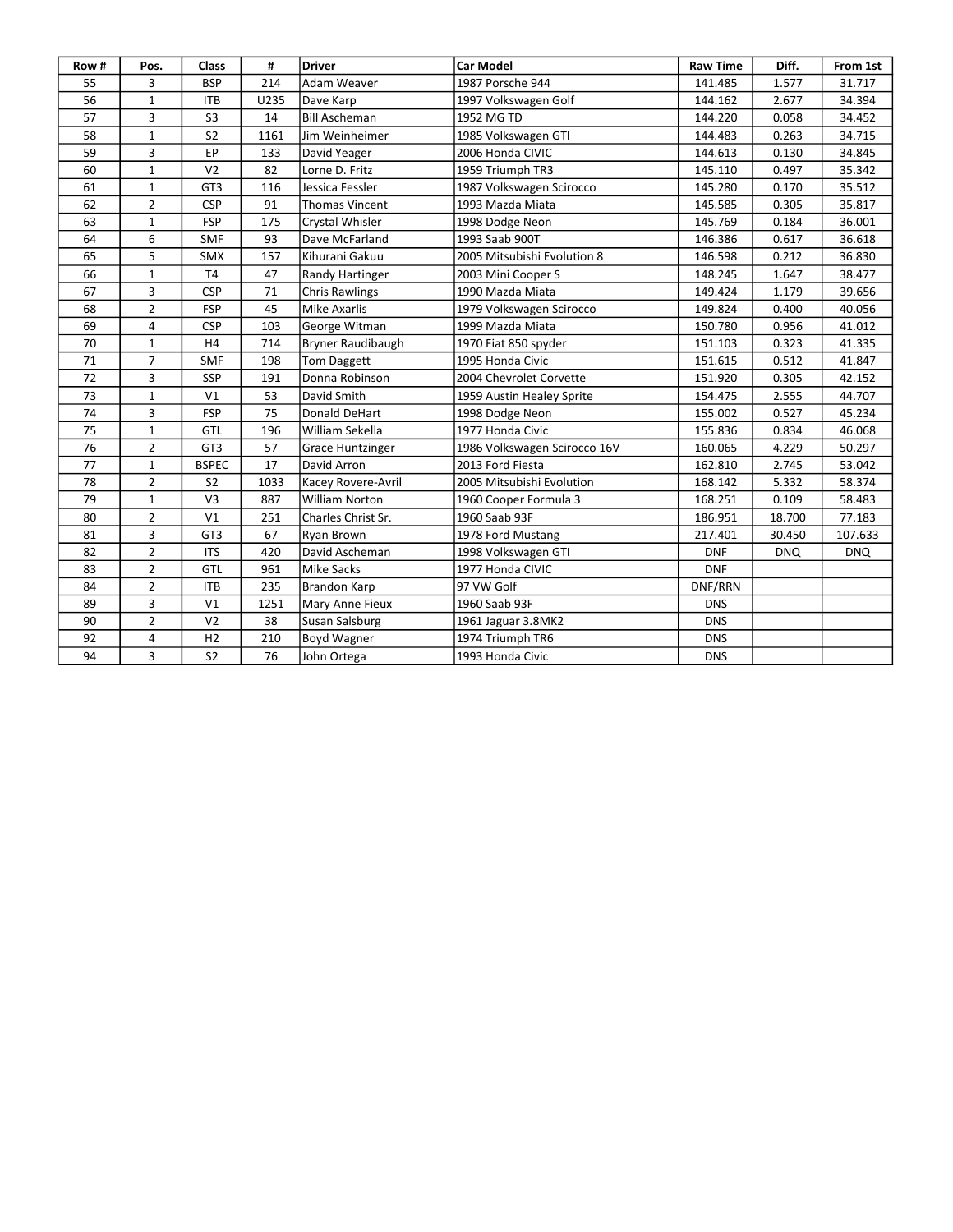| Row # | Pos. | Class | # | Driver | Car Model | Raw Time | Diff. | From 1st |
|---|---|---|---|---|---|---|---|---|
| 55 | 3 | BSP | 214 | Adam Weaver | 1987 Porsche 944 | 141.485 | 1.577 | 31.717 |
| 56 | 1 | ITB | U235 | Dave Karp | 1997 Volkswagen Golf | 144.162 | 2.677 | 34.394 |
| 57 | 3 | S3 | 14 | Bill Ascheman | 1952 MG TD | 144.220 | 0.058 | 34.452 |
| 58 | 1 | S2 | 1161 | Jim Weinheimer | 1985 Volkswagen GTI | 144.483 | 0.263 | 34.715 |
| 59 | 3 | EP | 133 | David Yeager | 2006 Honda CIVIC | 144.613 | 0.130 | 34.845 |
| 60 | 1 | V2 | 82 | Lorne D. Fritz | 1959 Triumph TR3 | 145.110 | 0.497 | 35.342 |
| 61 | 1 | GT3 | 116 | Jessica Fessler | 1987 Volkswagen Scirocco | 145.280 | 0.170 | 35.512 |
| 62 | 2 | CSP | 91 | Thomas Vincent | 1993 Mazda Miata | 145.585 | 0.305 | 35.817 |
| 63 | 1 | FSP | 175 | Crystal Whisler | 1998 Dodge Neon | 145.769 | 0.184 | 36.001 |
| 64 | 6 | SMF | 93 | Dave McFarland | 1993 Saab 900T | 146.386 | 0.617 | 36.618 |
| 65 | 5 | SMX | 157 | Kihurani Gakuu | 2005 Mitsubishi Evolution 8 | 146.598 | 0.212 | 36.830 |
| 66 | 1 | T4 | 47 | Randy Hartinger | 2003 Mini Cooper S | 148.245 | 1.647 | 38.477 |
| 67 | 3 | CSP | 71 | Chris Rawlings | 1990 Mazda Miata | 149.424 | 1.179 | 39.656 |
| 68 | 2 | FSP | 45 | Mike Axarlis | 1979 Volkswagen Scirocco | 149.824 | 0.400 | 40.056 |
| 69 | 4 | CSP | 103 | George Witman | 1999 Mazda Miata | 150.780 | 0.956 | 41.012 |
| 70 | 1 | H4 | 714 | Bryner Raudibaugh | 1970 Fiat 850 spyder | 151.103 | 0.323 | 41.335 |
| 71 | 7 | SMF | 198 | Tom Daggett | 1995 Honda Civic | 151.615 | 0.512 | 41.847 |
| 72 | 3 | SSP | 191 | Donna Robinson | 2004 Chevrolet Corvette | 151.920 | 0.305 | 42.152 |
| 73 | 1 | V1 | 53 | David Smith | 1959 Austin Healey Sprite | 154.475 | 2.555 | 44.707 |
| 74 | 3 | FSP | 75 | Donald DeHart | 1998 Dodge Neon | 155.002 | 0.527 | 45.234 |
| 75 | 1 | GTL | 196 | William Sekella | 1977 Honda Civic | 155.836 | 0.834 | 46.068 |
| 76 | 2 | GT3 | 57 | Grace Huntzinger | 1986 Volkswagen Scirocco 16V | 160.065 | 4.229 | 50.297 |
| 77 | 1 | BSPEC | 17 | David Arron | 2013 Ford Fiesta | 162.810 | 2.745 | 53.042 |
| 78 | 2 | S2 | 1033 | Kacey Rovere-Avril | 2005 Mitsubishi Evolution | 168.142 | 5.332 | 58.374 |
| 79 | 1 | V3 | 887 | William Norton | 1960 Cooper Formula 3 | 168.251 | 0.109 | 58.483 |
| 80 | 2 | V1 | 251 | Charles Christ Sr. | 1960 Saab 93F | 186.951 | 18.700 | 77.183 |
| 81 | 3 | GT3 | 67 | Ryan Brown | 1978 Ford Mustang | 217.401 | 30.450 | 107.633 |
| 82 | 2 | ITS | 420 | David Ascheman | 1998 Volkswagen GTI | DNF | DNQ | DNQ |
| 83 | 2 | GTL | 961 | Mike Sacks | 1977 Honda CIVIC | DNF | | |
| 84 | 2 | ITB | 235 | Brandon Karp | 97 VW Golf | DNF/RRN | | |
| 89 | 3 | V1 | 1251 | Mary Anne Fieux | 1960 Saab 93F | DNS | | |
| 90 | 2 | V2 | 38 | Susan Salsburg | 1961 Jaguar 3.8MK2 | DNS | | |
| 92 | 4 | H2 | 210 | Boyd Wagner | 1974 Triumph TR6 | DNS | | |
| 94 | 3 | S2 | 76 | John Ortega | 1993 Honda Civic | DNS | | |